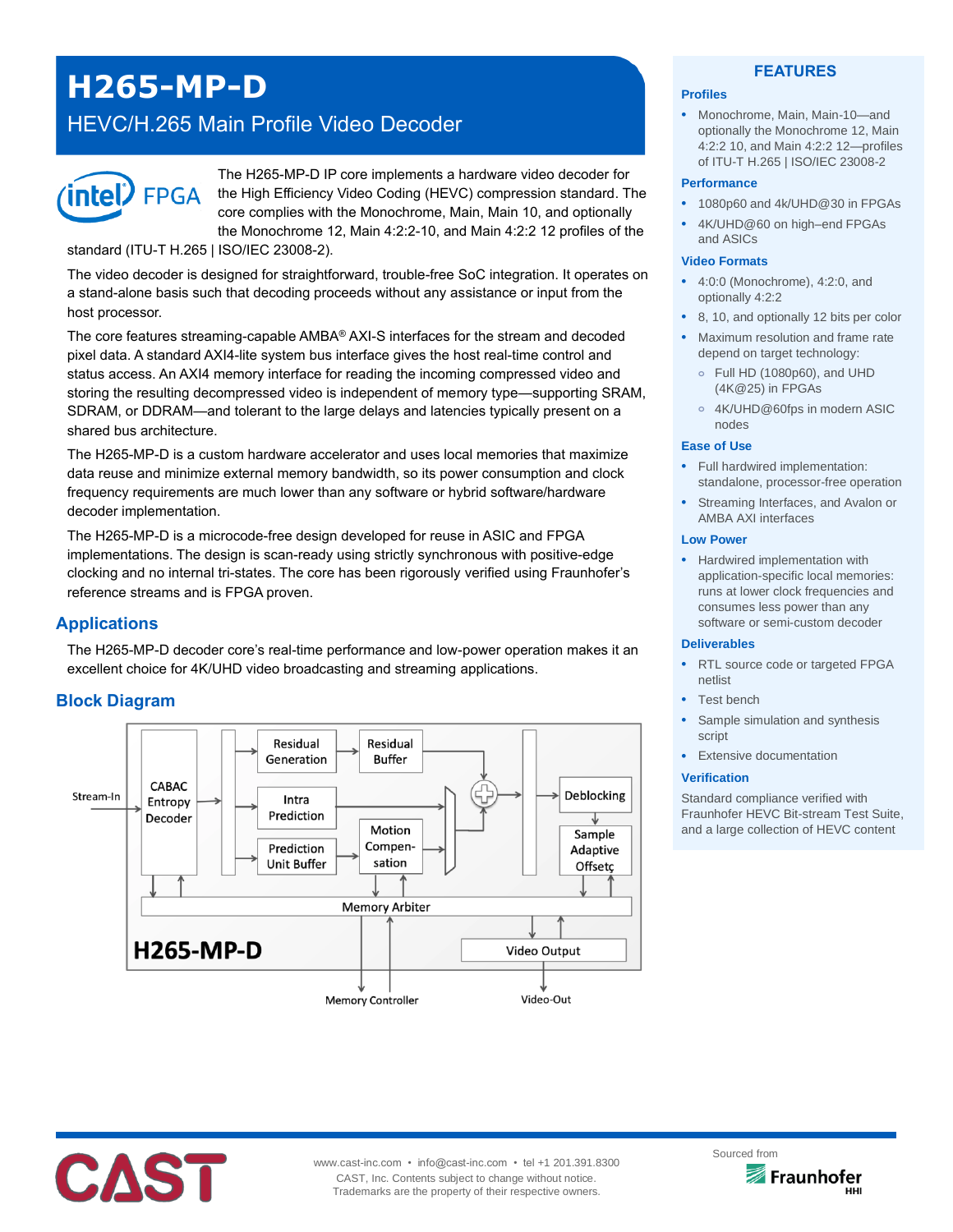# H265-MP-D

## HEVC/H.265 Main Profile Video Decoder

The H265-MP-D IP core implements a hardware video decoder for the High Efficiency Video Coding (HEVC) compression standard. The core complies with the Monochrome, Main, Main 10, and optionally the Monochrome 12, Main 4:2:2-10, and Main 4:2:2 12 profiles of the standard (ITU-T H.265 | ISO/IEC 23008-2).

The video decoder is designed for straightforward, trouble-free SoC integration. It operates on a stand-alone basis such that decoding proceeds without any assistance or input from the host processor.

The core features streaming-capable AMBA® AXI-S interfaces for the stream and decoded pixel data. A standard AXI4-lite system bus interface gives the host real-time control and status access. An AXI4 memory interface for reading the incoming compressed video and storing the resulting decompressed video is independent of memory type—supporting SRAM, SDRAM, or DDRAM—and tolerant to the large delays and latencies typically present on a shared bus architecture.

The H265-MP-D is a custom hardware accelerator and uses local memories that maximize data reuse and minimize external memory bandwidth, so its power consumption and clock frequency requirements are much lower than any software or hybrid software/hardware decoder implementation.

The H265-MP-D is a microcode-free design developed for reuse in ASIC and FPGA implementations. The design is scan-ready using strictly synchronous with positive-edge clocking and no internal tri-states. The core has been rigorously verified using Fraunhofer's reference streams and is FPGA proven.

## Applications

The H265-MP-D decoder core's real-time performance and low-power operation makes it an excellent choice for 4K/UHD video broadcasting and streaming applications.

## Block Diagram

## FEATURES

### Profiles

- Monochrome, Main, Main-10—and optionally the Monochrome 12, Main 4:2:2 10, and Main 4:2:2 12—profiles of ITU-T H.265 | ISO/IEC 23008-2

### Performance

- 1080p60 and 4k/UHD@30 in FPGAs
- 4K/UHD@60 on high–end FPGAs and ASICs

### Video Formats

- 4:0:0 (Monochrome), 4:2:0, and optionally 4:2:2
- 8, 10, and optionally 12 bits per color
- Maximum resolution and frame rate depend on target technology:
  - Full HD (1080p60), and UHD (4K@25) in FPGAs
  - 4K/UHD@60fps in modern ASIC nodes

### Ease of Use

- Full hardwired implementation: standalone, processor-free operation
- Streaming Interfaces, and Avalon or AMBA AXI interfaces

### Low Power

- Hardwired implementation with application-specific local memories: runs at lower clock frequencies and consumes less power than any software or semi-custom decoder

### Deliverables

- RTL source code or targeted FPGA netlist
- Test bench
- Sample simulation and synthesis script
- Extensive documentation

### Verification

Standard compliance verified with Fraunhofer HEVC Bit-stream Test Suite, and a large collection of HEVC content

www.cast-inc.com • info@cast-inc.com • tel +1 201.391.8300
CAST, Inc. Contents subject to change without notice.
Trademarks are the property of their respective owners.

Sourced from Fraunhofer HHI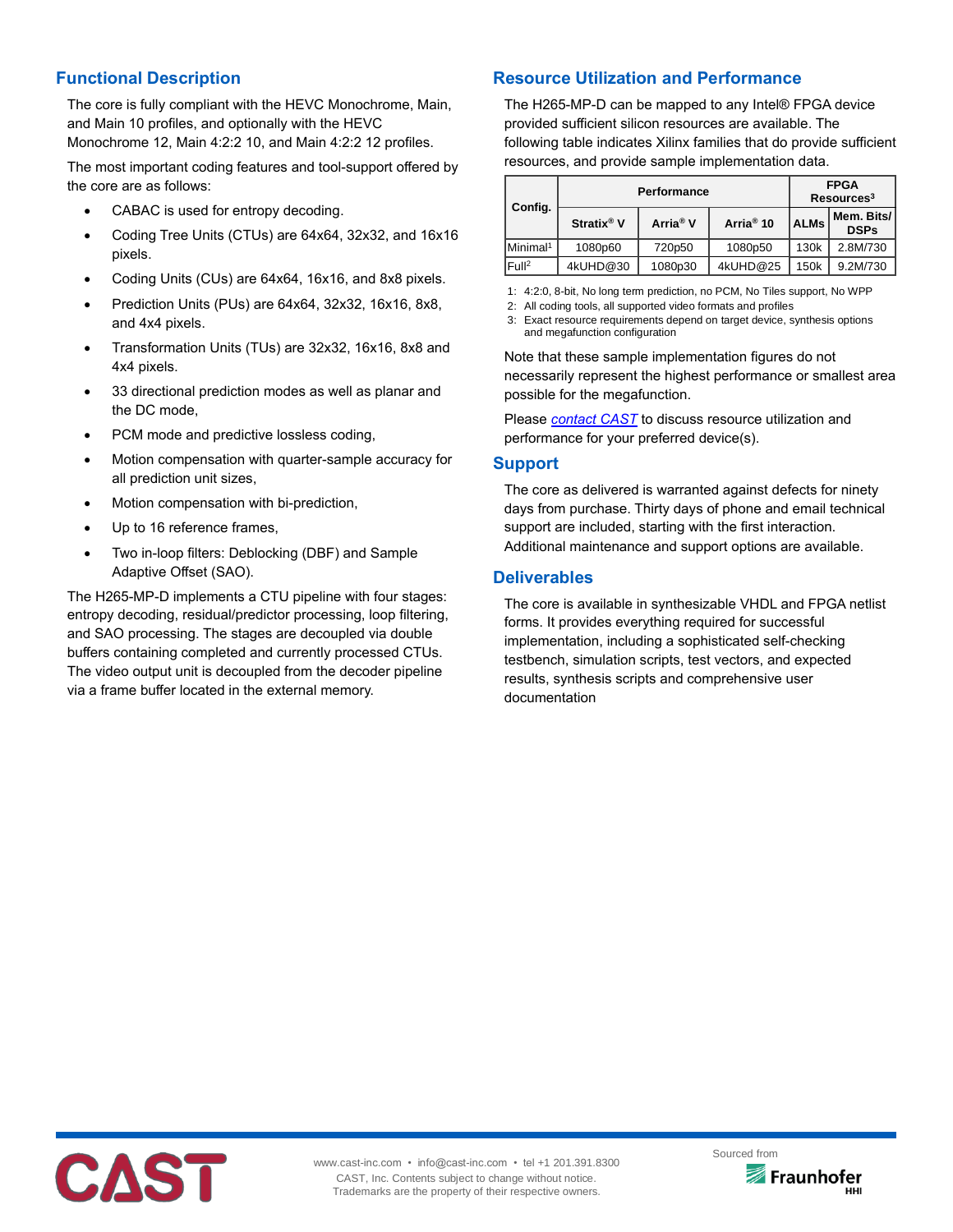## Functional Description

The core is fully compliant with the HEVC Monochrome, Main, and Main 10 profiles, and optionally with the HEVC Monochrome 12, Main 4:2:2 10, and Main 4:2:2 12 profiles.

The most important coding features and tool-support offered by the core are as follows:

- CABAC is used for entropy decoding.
- Coding Tree Units (CTUs) are 64x64, 32x32, and 16x16 pixels.
- Coding Units (CUs) are 64x64, 16x16, and 8x8 pixels.
- Prediction Units (PUs) are 64x64, 32x32, 16x16, 8x8, and 4x4 pixels.
- Transformation Units (TUs) are 32x32, 16x16, 8x8 and 4x4 pixels.
- 33 directional prediction modes as well as planar and the DC mode,
- PCM mode and predictive lossless coding,
- Motion compensation with quarter-sample accuracy for all prediction unit sizes,
- Motion compensation with bi-prediction,
- Up to 16 reference frames,
- Two in-loop filters: Deblocking (DBF) and Sample Adaptive Offset (SAO).

The H265-MP-D implements a CTU pipeline with four stages: entropy decoding, residual/predictor processing, loop filtering, and SAO processing. The stages are decoupled via double buffers containing completed and currently processed CTUs. The video output unit is decoupled from the decoder pipeline via a frame buffer located in the external memory.

## Resource Utilization and Performance

The H265-MP-D can be mapped to any Intel® FPGA device provided sufficient silicon resources are available. The following table indicates Xilinx families that do provide sufficient resources, and provide sample implementation data.

| Config. | Performance | | | FPGA Resources[3] | |
|---|---|---|---|---|---|
| | Stratix® V | Arria® V | Arria® 10 | ALMs | Mem. Bits/ DSPs |
| Minimal[1] | 1080p60 | 720p50 | 1080p50 | 130k | 2.8M/730 |
| Full[2] | 4kUHD@30 | 1080p30 | 4kUHD@25 | 150k | 9.2M/730 |

1: 4:2:0, 8-bit, No long term prediction, no PCM, No Tiles support, No WPP
2: All coding tools, all supported video formats and profiles
3: Exact resource requirements depend on target device, synthesis options and megafunction configuration

Note that these sample implementation figures do not necessarily represent the highest performance or smallest area possible for the megafunction.

Please *contact CAST* to discuss resource utilization and performance for your preferred device(s).

## Support

The core as delivered is warranted against defects for ninety days from purchase. Thirty days of phone and email technical support are included, starting with the first interaction. Additional maintenance and support options are available.

## Deliverables

The core is available in synthesizable VHDL and FPGA netlist forms. It provides everything required for successful implementation, including a sophisticated self-checking testbench, simulation scripts, test vectors, and expected results, synthesis scripts and comprehensive user documentation